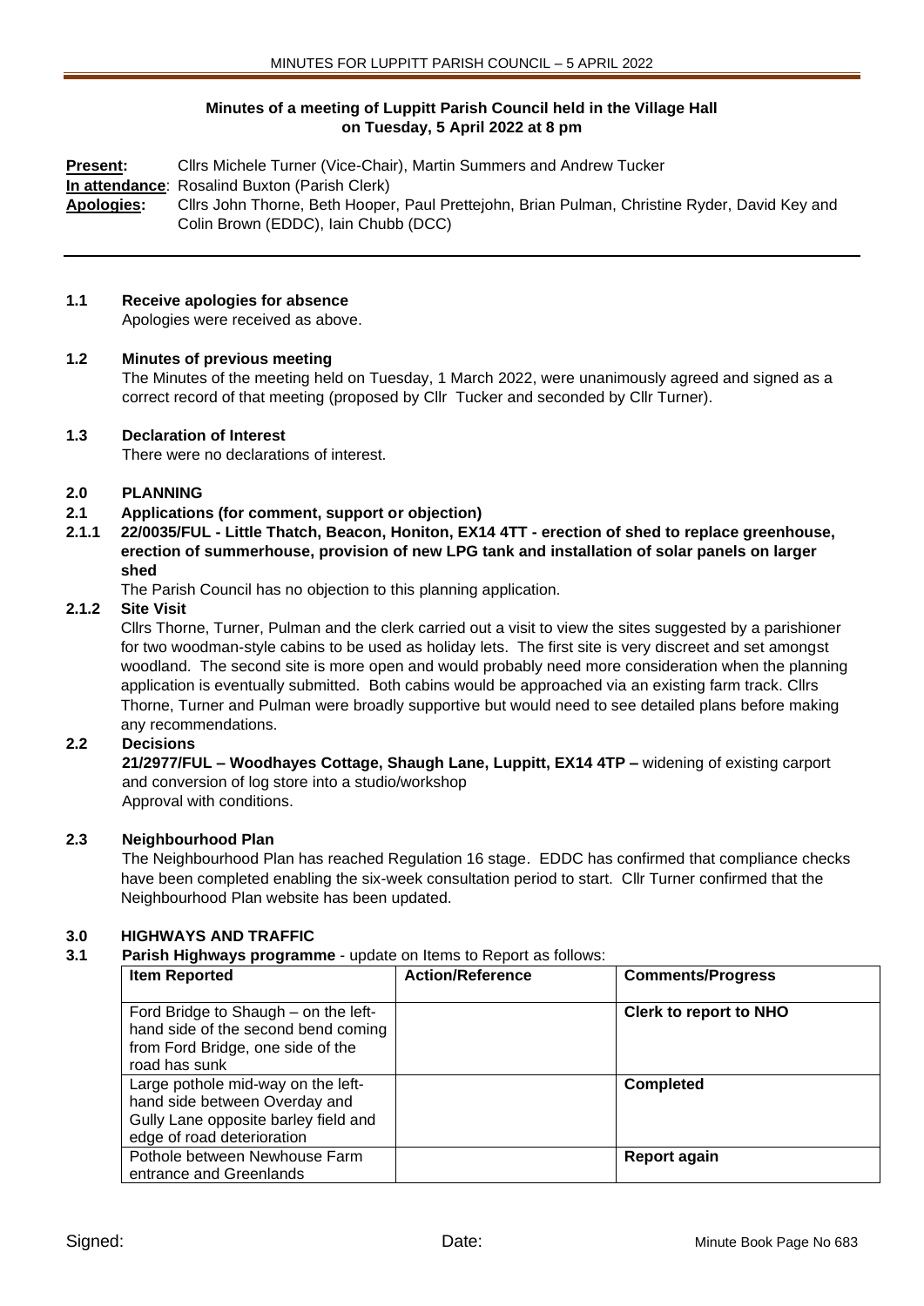**Minutes of a meeting of Luppitt Parish Council held in the Village Hall on Tuesday, 5 April 2022 at 8 pm**

**Present:** Cllrs Michele Turner (Vice-Chair), Martin Summers and Andrew Tucker

**In attendance**: Rosalind Buxton (Parish Clerk)

**Apologies:** Cllrs John Thorne, Beth Hooper, Paul Prettejohn, Brian Pulman, Christine Ryder, David Key and Colin Brown (EDDC), Iain Chubb (DCC)

**1.1 Receive apologies for absence**

Apologies were received as above.

**1.2 Minutes of previous meeting**

The Minutes of the meeting held on Tuesday, 1 March 2022, were unanimously agreed and signed as a correct record of that meeting (proposed by Cllr Tucker and seconded by Cllr Turner).

**1.3 Declaration of Interest**

There were no declarations of interest.

**2.0 PLANNING**

**2.1 Applications (for comment, support or objection)**

**2.1.1 22/0035/FUL - Little Thatch, Beacon, Honiton, EX14 4TT - erection of shed to replace greenhouse, erection of summerhouse, provision of new LPG tank and installation of solar panels on larger shed**

The Parish Council has no objection to this planning application.

**2.1.2 Site Visit**

Cllrs Thorne, Turner, Pulman and the clerk carried out a visit to view the sites suggested by a parishioner for two woodman-style cabins to be used as holiday lets. The first site is very discreet and set amongst woodland. The second site is more open and would probably need more consideration when the planning application is eventually submitted. Both cabins would be approached via an existing farm track. Cllrs Thorne, Turner and Pulman were broadly supportive but would need to see detailed plans before making any recommendations.

**2.2 Decisions**

**21/2977/FUL – Woodhayes Cottage, Shaugh Lane, Luppitt, EX14 4TP –** widening of existing carport and conversion of log store into a studio/workshop

Approval with conditions.

**2.3 Neighbourhood Plan**

The Neighbourhood Plan has reached Regulation 16 stage. EDDC has confirmed that compliance checks have been completed enabling the six-week consultation period to start. Cllr Turner confirmed that the Neighbourhood Plan website has been updated.

**3.0 HIGHWAYS AND TRAFFIC**

**3.1 Parish Highways programme** - update on Items to Report as follows:

| Item Reported | Action/Reference | Comments/Progress |
|---|---|---|
| Ford Bridge to Shaugh – on the left-hand side of the second bend coming from Ford Bridge, one side of the road has sunk | | **Clerk to report to NHO** |
| Large pothole mid-way on the left-hand side between Overday and Gully Lane opposite barley field and edge of road deterioration | | **Completed** |
| Pothole between Newhouse Farm entrance and Greenlands | | **Report again** |

Signed: Date: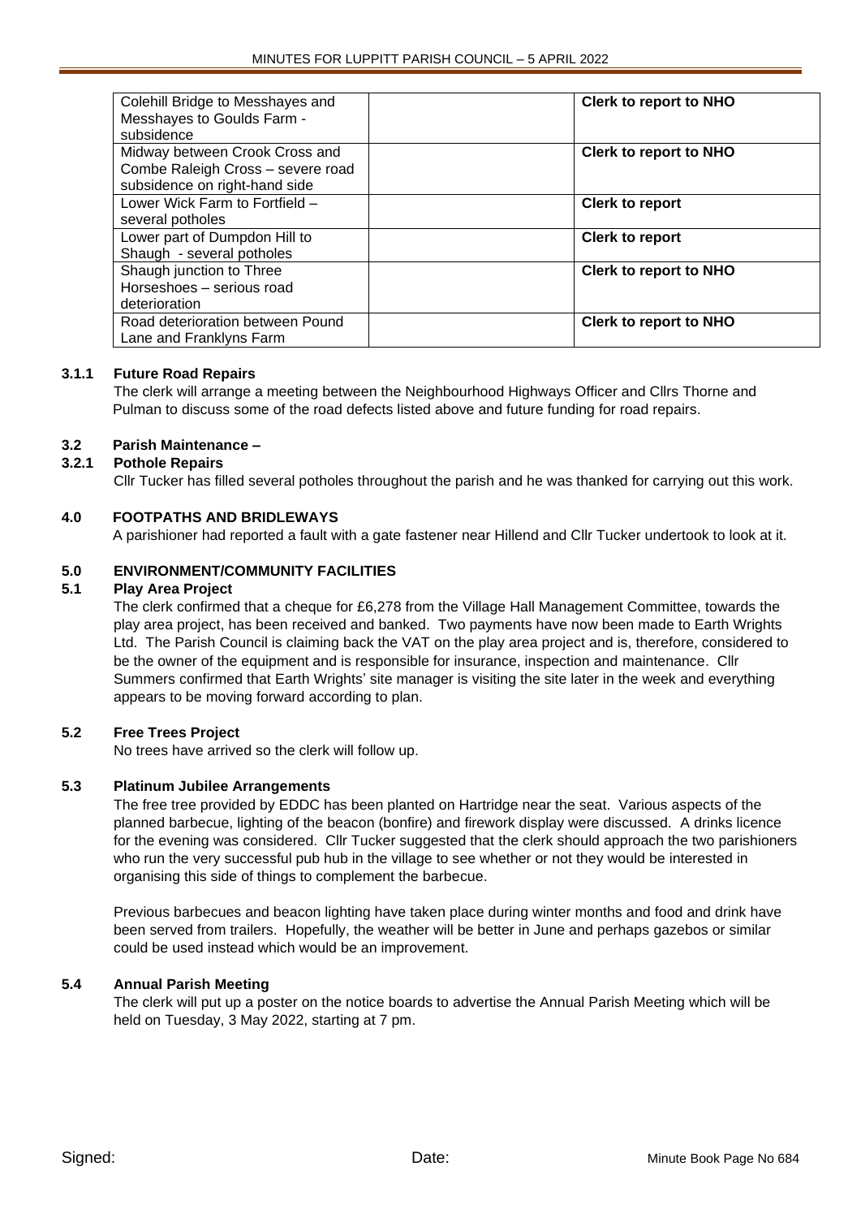| | | |
|---|---|---|
| Colehill Bridge to Messhayes and Messhayes to Goulds Farm - subsidence | | **Clerk to report to NHO** |
| Midway between Crook Cross and Combe Raleigh Cross – severe road subsidence on right-hand side | | **Clerk to report to NHO** |
| Lower Wick Farm to Fortfield – several potholes | | **Clerk to report** |
| Lower part of Dumpdon Hill to Shaugh - several potholes | | **Clerk to report** |
| Shaugh junction to Three Horseshoes – serious road deterioration | | **Clerk to report to NHO** |
| Road deterioration between Pound Lane and Franklyns Farm | | **Clerk to report to NHO** |

**3.1.1 Future Road Repairs**

The clerk will arrange a meeting between the Neighbourhood Highways Officer and Cllrs Thorne and Pulman to discuss some of the road defects listed above and future funding for road repairs.

**3.2 Parish Maintenance –**

**3.2.1 Pothole Repairs**

Cllr Tucker has filled several potholes throughout the parish and he was thanked for carrying out this work.

## 4.0 FOOTPATHS AND BRIDLEWAYS

A parishioner had reported a fault with a gate fastener near Hillend and Cllr Tucker undertook to look at it.

## 5.0 ENVIRONMENT/COMMUNITY FACILITIES

**5.1 Play Area Project**

The clerk confirmed that a cheque for £6,278 from the Village Hall Management Committee, towards the play area project, has been received and banked. Two payments have now been made to Earth Wrights Ltd. The Parish Council is claiming back the VAT on the play area project and is, therefore, considered to be the owner of the equipment and is responsible for insurance, inspection and maintenance. Cllr Summers confirmed that Earth Wrights' site manager is visiting the site later in the week and everything appears to be moving forward according to plan.

**5.2 Free Trees Project**

No trees have arrived so the clerk will follow up.

**5.3 Platinum Jubilee Arrangements**

The free tree provided by EDDC has been planted on Hartridge near the seat. Various aspects of the planned barbecue, lighting of the beacon (bonfire) and firework display were discussed. A drinks licence for the evening was considered. Cllr Tucker suggested that the clerk should approach the two parishioners who run the very successful pub hub in the village to see whether or not they would be interested in organising this side of things to complement the barbecue.

Previous barbecues and beacon lighting have taken place during winter months and food and drink have been served from trailers. Hopefully, the weather will be better in June and perhaps gazebos or similar could be used instead which would be an improvement.

**5.4 Annual Parish Meeting**

The clerk will put up a poster on the notice boards to advertise the Annual Parish Meeting which will be held on Tuesday, 3 May 2022, starting at 7 pm.

Signed: Date: Minute Book Page No 684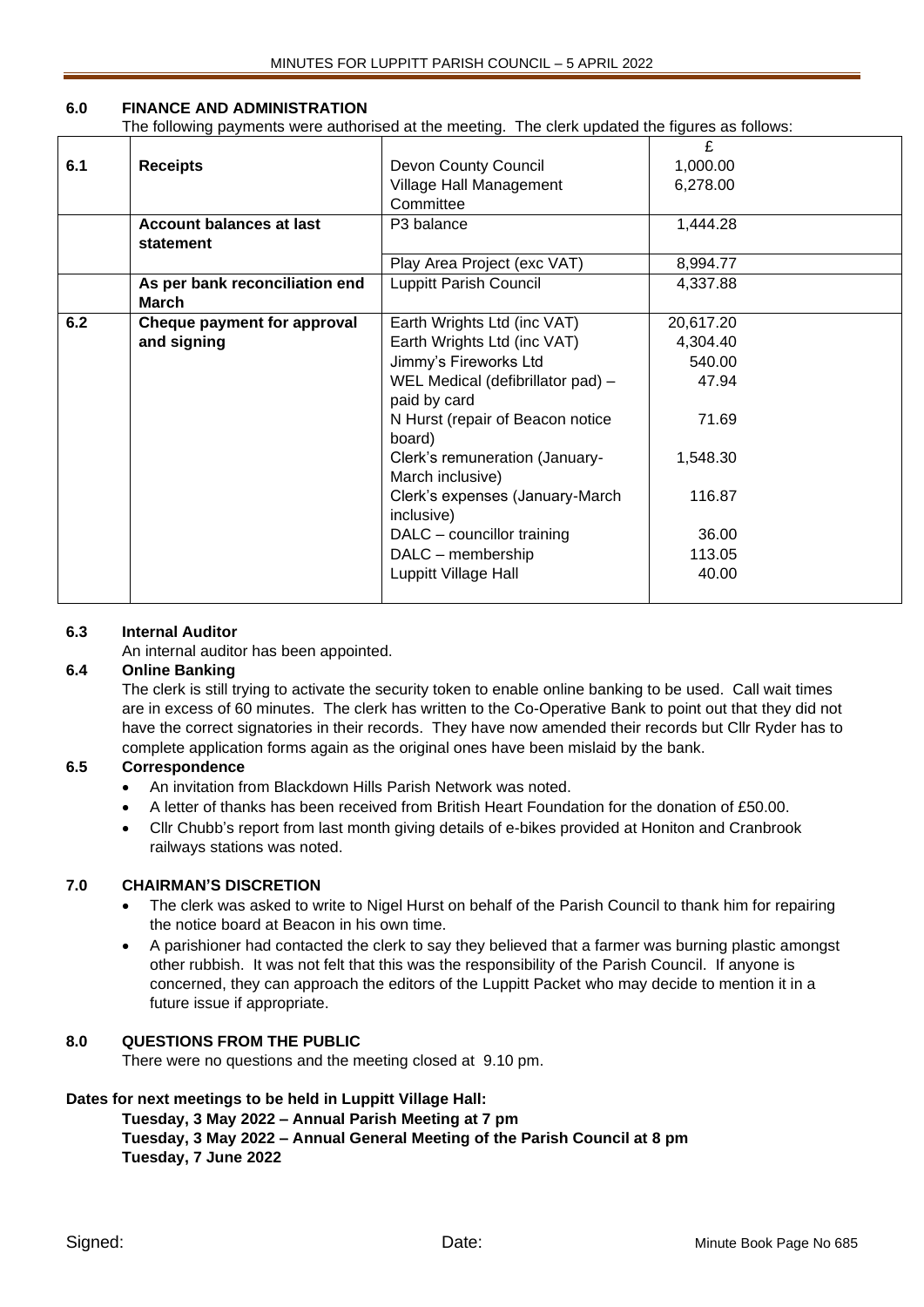## 6.0 FINANCE AND ADMINISTRATION

The following payments were authorised at the meeting. The clerk updated the figures as follows:

| | | | £ |
|---|---|---|---|
| **6.1** | **Receipts** | Devon County Council | 1,000.00 |
| | | Village Hall Management Committee | 6,278.00 |
| | **Account balances at last statement** | P3 balance | 1,444.28 |
| | | Play Area Project (exc VAT) | 8,994.77 |
| | **As per bank reconciliation end March** | Luppitt Parish Council | 4,337.88 |
| **6.2** | **Cheque payment for approval and signing** | Earth Wrights Ltd (inc VAT) | 20,617.20 |
| | | Earth Wrights Ltd (inc VAT) | 4,304.40 |
| | | Jimmy's Fireworks Ltd | 540.00 |
| | | WEL Medical (defibrillator pad) – paid by card | 47.94 |
| | | N Hurst (repair of Beacon notice board) | 71.69 |
| | | Clerk's remuneration (January-March inclusive) | 1,548.30 |
| | | Clerk's expenses (January-March inclusive) | 116.87 |
| | | DALC – councillor training | 36.00 |
| | | DALC – membership | 113.05 |
| | | Luppitt Village Hall | 40.00 |

### 6.3 Internal Auditor

An internal auditor has been appointed.

### 6.4 Online Banking

The clerk is still trying to activate the security token to enable online banking to be used. Call wait times are in excess of 60 minutes. The clerk has written to the Co-Operative Bank to point out that they did not have the correct signatories in their records. They have now amended their records but Cllr Ryder has to complete application forms again as the original ones have been mislaid by the bank.

### 6.5 Correspondence

- An invitation from Blackdown Hills Parish Network was noted.
- A letter of thanks has been received from British Heart Foundation for the donation of £50.00.
- Cllr Chubb's report from last month giving details of e-bikes provided at Honiton and Cranbrook railways stations was noted.

## 7.0 CHAIRMAN'S DISCRETION

- The clerk was asked to write to Nigel Hurst on behalf of the Parish Council to thank him for repairing the notice board at Beacon in his own time.
- A parishioner had contacted the clerk to say they believed that a farmer was burning plastic amongst other rubbish. It was not felt that this was the responsibility of the Parish Council. If anyone is concerned, they can approach the editors of the Luppitt Packet who may decide to mention it in a future issue if appropriate.

## 8.0 QUESTIONS FROM THE PUBLIC

There were no questions and the meeting closed at 9.10 pm.

**Dates for next meetings to be held in Luppitt Village Hall:**

**Tuesday, 3 May 2022 – Annual Parish Meeting at 7 pm**
**Tuesday, 3 May 2022 – Annual General Meeting of the Parish Council at 8 pm**
**Tuesday, 7 June 2022**

Signed: Date: